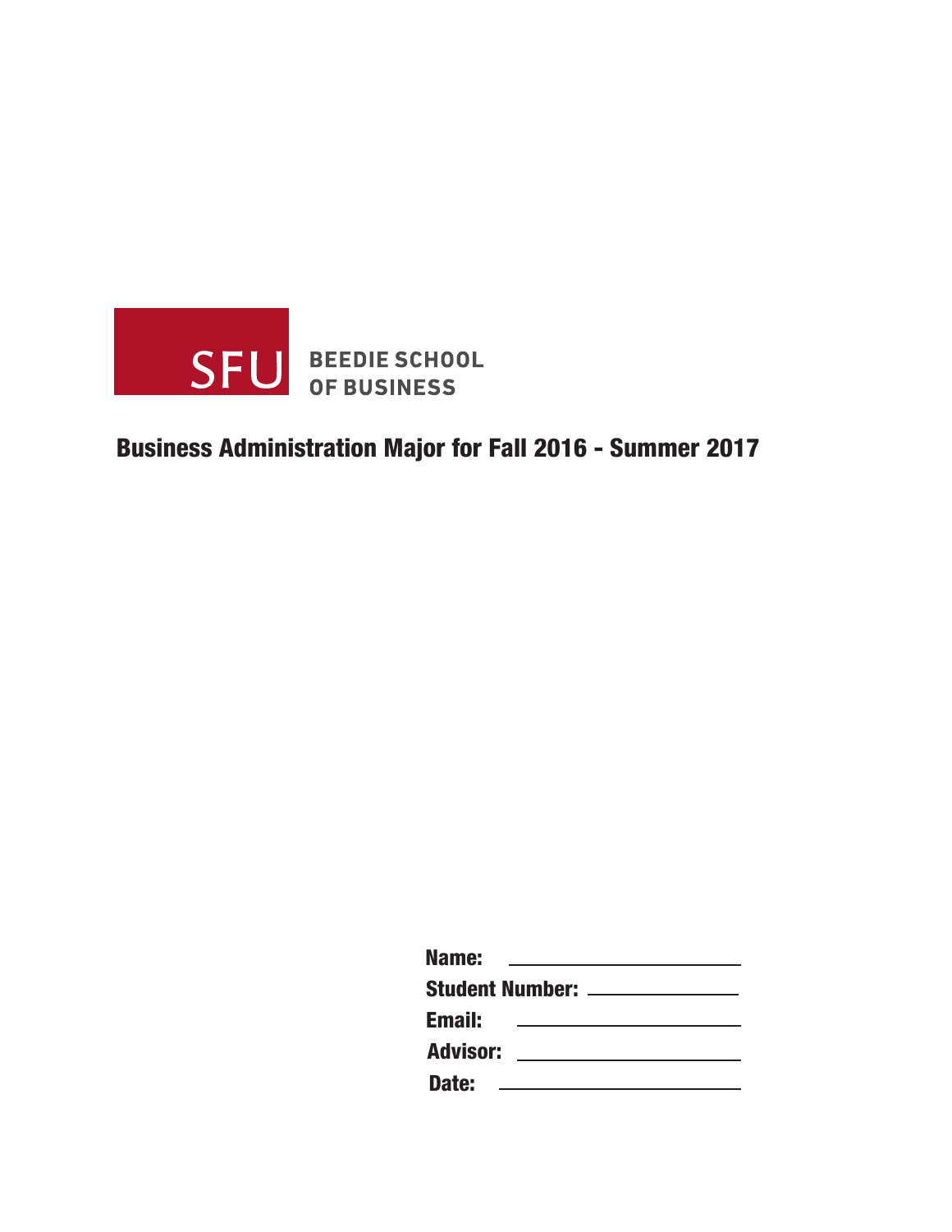SFU BEEDIE SCHOOL OF BUSINESS

# Business Administration Major for Fall 2016 - Summer 2017

**Name:** ______________________

**Student Number:** ______________________

**Email:** ______________________

**Advisor:** ______________________

**Date:** ______________________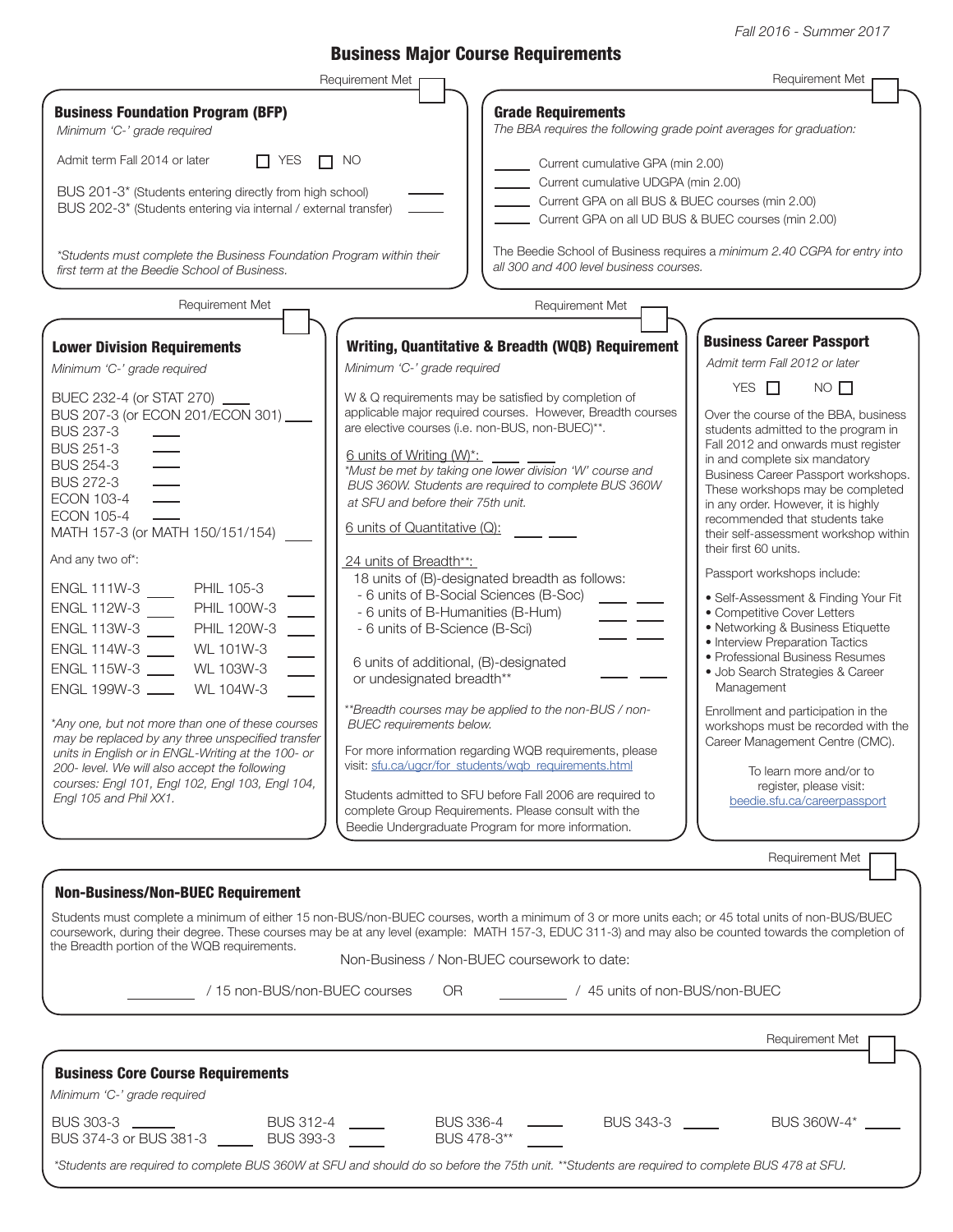*Fall 2016 - Summer 2017*

# Business Major Course Requirements

## Business Foundation Program (BFP)

Requirement Met ☐

*Minimum 'C-' grade required*

Admit term Fall 2014 or later ☐ YES ☐ NO

BUS 201-3* (Students entering directly from high school) ____

BUS 202-3* (Students entering via internal / external transfer) ____

*\*Students must complete the Business Foundation Program within their first term at the Beedie School of Business.*

## Grade Requirements

Requirement Met ☐

*The BBA requires the following grade point averages for graduation:*

____ Current cumulative GPA (min 2.00)

____ Current cumulative UDGPA (min 2.00)

____ Current GPA on all BUS & BUEC courses (min 2.00)

____ Current GPA on all UD BUS & BUEC courses (min 2.00)

The Beedie School of Business requires a *minimum 2.40 CGPA for entry into all 300 and 400 level business courses.*

## Lower Division Requirements

Requirement Met ☐

*Minimum 'C-' grade required*

BUEC 232-4 (or STAT 270) ____
BUS 207-3 (or ECON 201/ECON 301) ____
BUS 237-3 ____
BUS 251-3 ____
BUS 254-3 ____
BUS 272-3 ____
ECON 103-4 ____
ECON 105-4 ____
MATH 157-3 (or MATH 150/151/154) ____

And any two of*:

| | | | |
|---|---|---|---|
| ENGL 111W-3 | ____ | PHIL 105-3 | ____ |
| ENGL 112W-3 | ____ | PHIL 100W-3 | ____ |
| ENGL 113W-3 | ____ | PHIL 120W-3 | ____ |
| ENGL 114W-3 | ____ | WL 101W-3 | ____ |
| ENGL 115W-3 | ____ | WL 103W-3 | ____ |
| ENGL 199W-3 | ____ | WL 104W-3 | ____ |

*\*Any one, but not more than one of these courses may be replaced by any three unspecified transfer units in English or in ENGL-Writing at the 100- or 200- level. We will also accept the following courses: Engl 101, Engl 102, Engl 103, Engl 104, Engl 105 and Phil XX1.*

## Writing, Quantitative & Breadth (WQB) Requirement

Requirement Met ☐

*Minimum 'C-' grade required*

W & Q requirements may be satisfied by completion of applicable major required courses. However, Breadth courses are elective courses (i.e. non-BUS, non-BUEC)**.

6 units of Writing (W)*: ____ ____

*\*Must be met by taking one lower division 'W' course and BUS 360W. Students are required to complete BUS 360W at SFU and before their 75th unit.*

6 units of Quantitative (Q): ____ ____

24 units of Breadth**:

18 units of (B)-designated breadth as follows:

- 6 units of B-Social Sciences (B-Soc) ____ ____
- 6 units of B-Humanities (B-Hum) ____ ____
- 6 units of B-Science (B-Sci) ____ ____

6 units of additional, (B)-designated or undesignated breadth** ____ ____

*\*\*Breadth courses may be applied to the non-BUS / non-BUEC requirements below.*

For more information regarding WQB requirements, please visit: sfu.ca/ugcr/for_students/wqb_requirements.html

Students admitted to SFU before Fall 2006 are required to complete Group Requirements. Please consult with the Beedie Undergraduate Program for more information.

## Business Career Passport

*Admit term Fall 2012 or later*

YES ☐ NO ☐

Over the course of the BBA, business students admitted to the program in Fall 2012 and onwards must register in and complete six mandatory Business Career Passport workshops. These workshops may be completed in any order. However, it is highly recommended that students take their self-assessment workshop within their first 60 units.

Passport workshops include:

- Self-Assessment & Finding Your Fit
- Competitive Cover Letters
- Networking & Business Etiquette
- Interview Preparation Tactics
- Professional Business Resumes
- Job Search Strategies & Career Management

Enrollment and participation in the workshops must be recorded with the Career Management Centre (CMC).

To learn more and/or to register, please visit: beedie.sfu.ca/careerpassport

## Non-Business/Non-BUEC Requirement

Requirement Met ☐

Students must complete a minimum of either 15 non-BUS/non-BUEC courses, worth a minimum of 3 or more units each; or 45 total units of non-BUS/BUEC coursework, during their degree. These courses may be at any level (example: MATH 157-3, EDUC 311-3) and may also be counted towards the completion of the Breadth portion of the WQB requirements.

Non-Business / Non-BUEC coursework to date:

____ / 15 non-BUS/non-BUEC courses OR ____ / 45 units of non-BUS/non-BUEC

## Business Core Course Requirements

Requirement Met ☐

*Minimum 'C-' grade required*

| | | | | | | | | | |
|---|---|---|---|---|---|---|---|---|---|
| BUS 303-3 | ____ | BUS 312-4 | ____ | BUS 336-4 | ____ | BUS 343-3 | ____ | BUS 360W-4* | ____ |
| BUS 374-3 or BUS 381-3 | ____ | BUS 393-3 | ____ | BUS 478-3** | ____ | | | | |

*\*Students are required to complete BUS 360W at SFU and should do so before the 75th unit. \*\*Students are required to complete BUS 478 at SFU.*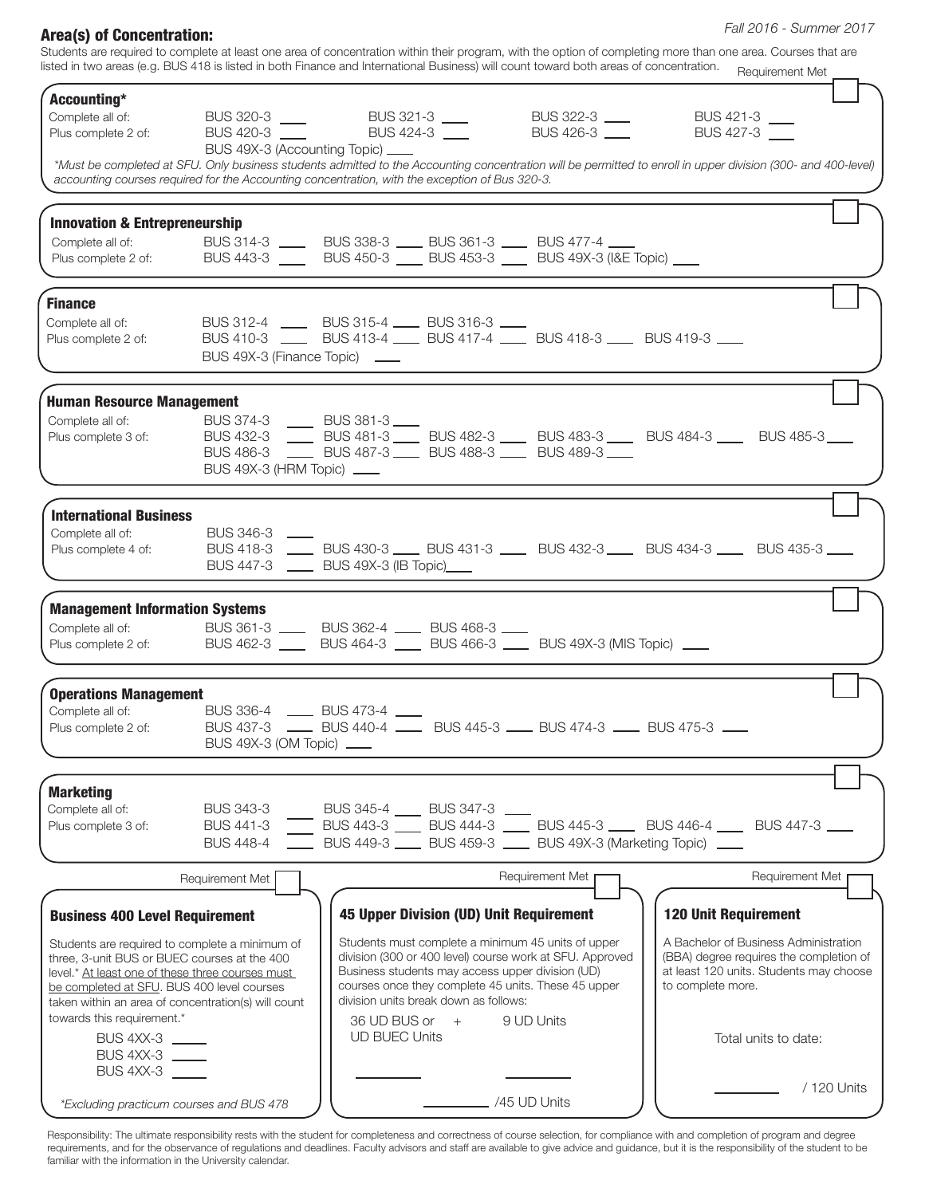Fall 2016 - Summer 2017

## Area(s) of Concentration:

Students are required to complete at least one area of concentration within their program, with the option of completing more than one area. Courses that are listed in two areas (e.g. BUS 418 is listed in both Finance and International Business) will count toward both areas of concentration.

Requirement Met

### Accounting*

Complete all of: BUS 320-3 ____ BUS 321-3 ____ BUS 322-3 ____ BUS 421-3 ____

Plus complete 2 of: BUS 420-3 ____ BUS 424-3 ____ BUS 426-3 ____ BUS 427-3 ____ BUS 49X-3 (Accounting Topic) ____

*\*Must be completed at SFU. Only business students admitted to the Accounting concentration will be permitted to enroll in upper division (300- and 400-level) accounting courses required for the Accounting concentration, with the exception of Bus 320-3.*

### Innovation & Entrepreneurship

Complete all of: BUS 314-3 ____ BUS 338-3 ____ BUS 361-3 ____ BUS 477-4 ____

Plus complete 2 of: BUS 443-3 ____ BUS 450-3 ____ BUS 453-3 ____ BUS 49X-3 (I&E Topic) ____

### Finance

Complete all of: BUS 312-4 ____ BUS 315-4 ____ BUS 316-3 ____

Plus complete 2 of: BUS 410-3 ____ BUS 413-4 ____ BUS 417-4 ____ BUS 418-3 ____ BUS 419-3 ____ BUS 49X-3 (Finance Topic) ____

### Human Resource Management

Complete all of: BUS 374-3 ____ BUS 381-3 ____

Plus complete 3 of: BUS 432-3 ____ BUS 481-3 ____ BUS 482-3 ____ BUS 483-3 ____ BUS 484-3 ____ BUS 485-3 ____ BUS 486-3 ____ BUS 487-3 ____ BUS 488-3 ____ BUS 489-3 ____ BUS 49X-3 (HRM Topic) ____

### International Business

Complete all of: BUS 346-3 ____

Plus complete 4 of: BUS 418-3 ____ BUS 430-3 ____ BUS 431-3 ____ BUS 432-3 ____ BUS 434-3 ____ BUS 435-3 ____ BUS 447-3 ____ BUS 49X-3 (IB Topic) ____

### Management Information Systems

Complete all of: BUS 361-3 ____ BUS 362-4 ____ BUS 468-3 ____

Plus complete 2 of: BUS 462-3 ____ BUS 464-3 ____ BUS 466-3 ____ BUS 49X-3 (MIS Topic) ____

### Operations Management

Complete all of: BUS 336-4 ____ BUS 473-4 ____

Plus complete 2 of: BUS 437-3 ____ BUS 440-4 ____ BUS 445-3 ____ BUS 474-3 ____ BUS 475-3 ____ BUS 49X-3 (OM Topic) ____

### Marketing

Complete all of: BUS 343-3 ____ BUS 345-4 ____ BUS 347-3 ____

Plus complete 3 of: BUS 441-3 ____ BUS 443-3 ____ BUS 444-3 ____ BUS 445-3 ____ BUS 446-4 ____ BUS 447-3 ____ BUS 448-4 ____ BUS 449-3 ____ BUS 459-3 ____ BUS 49X-3 (Marketing Topic) ____

### Business 400 Level Requirement

Requirement Met

Students are required to complete a minimum of three, 3-unit BUS or BUEC courses at the 400 level.* At least one of these three courses must be completed at SFU. BUS 400 level courses taken within an area of concentration(s) will count towards this requirement.*

BUS 4XX-3 ____
BUS 4XX-3 ____
BUS 4XX-3 ____

*\*Excluding practicum courses and BUS 478*

### 45 Upper Division (UD) Unit Requirement

Requirement Met

Students must complete a minimum 45 units of upper division (300 or 400 level) course work at SFU. Approved Business students may access upper division (UD) courses once they complete 45 units. These 45 upper division units break down as follows:

36 UD BUS or UD BUEC Units ____ + 9 UD Units ____

____ /45 UD Units

### 120 Unit Requirement

Requirement Met

A Bachelor of Business Administration (BBA) degree requires the completion of at least 120 units. Students may choose to complete more.

Total units to date:

____ / 120 Units

Responsibility: The ultimate responsibility rests with the student for completeness and correctness of course selection, for compliance with and completion of program and degree requirements, and for the observance of regulations and deadlines. Faculty advisors and staff are available to give advice and guidance, but it is the responsibility of the student to be familiar with the information in the University calendar.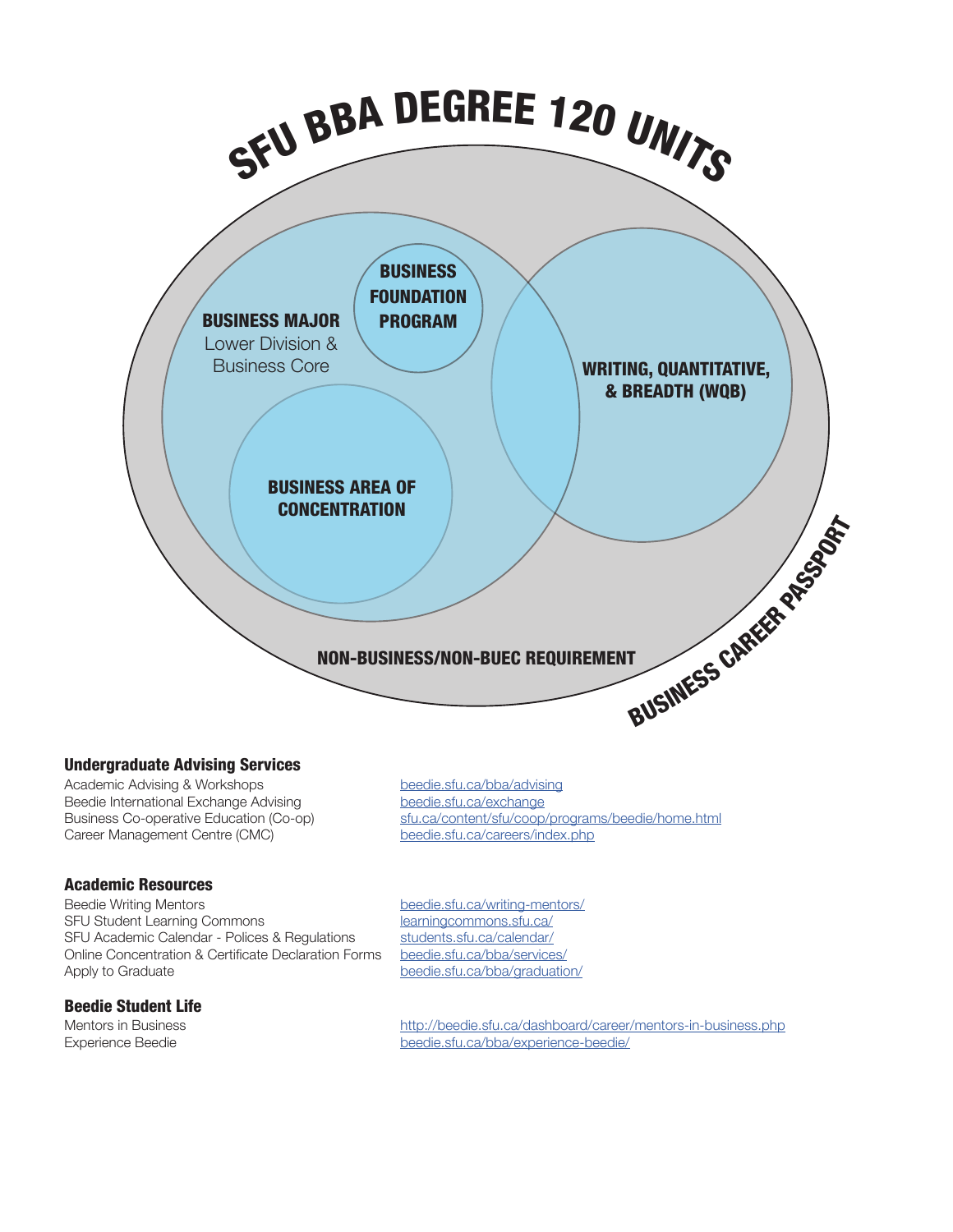SFU BBA DEGREE 120 UNITS

BUSINESS MAJOR
Lower Division &
Business Core

BUSINESS FOUNDATION PROGRAM

BUSINESS AREA OF CONCENTRATION

WRITING, QUANTITATIVE, & BREADTH (WQB)

NON-BUSINESS/NON-BUEC REQUIREMENT

BUSINESS CAREER PASSPORT

### Undergraduate Advising Services

| | |
|---|---|
| Academic Advising & Workshops | beedie.sfu.ca/bba/advising |
| Beedie International Exchange Advising | beedie.sfu.ca/exchange |
| Business Co-operative Education (Co-op) | sfu.ca/content/sfu/coop/programs/beedie/home.html |
| Career Management Centre (CMC) | beedie.sfu.ca/careers/index.php |

### Academic Resources

| | |
|---|---|
| Beedie Writing Mentors | beedie.sfu.ca/writing-mentors/ |
| SFU Student Learning Commons | learningcommons.sfu.ca/ |
| SFU Academic Calendar - Polices & Regulations | students.sfu.ca/calendar/ |
| Online Concentration & Certificate Declaration Forms | beedie.sfu.ca/bba/services/ |
| Apply to Graduate | beedie.sfu.ca/bba/graduation/ |

### Beedie Student Life

| | |
|---|---|
| Mentors in Business | http://beedie.sfu.ca/dashboard/career/mentors-in-business.php |
| Experience Beedie | beedie.sfu.ca/bba/experience-beedie/ |